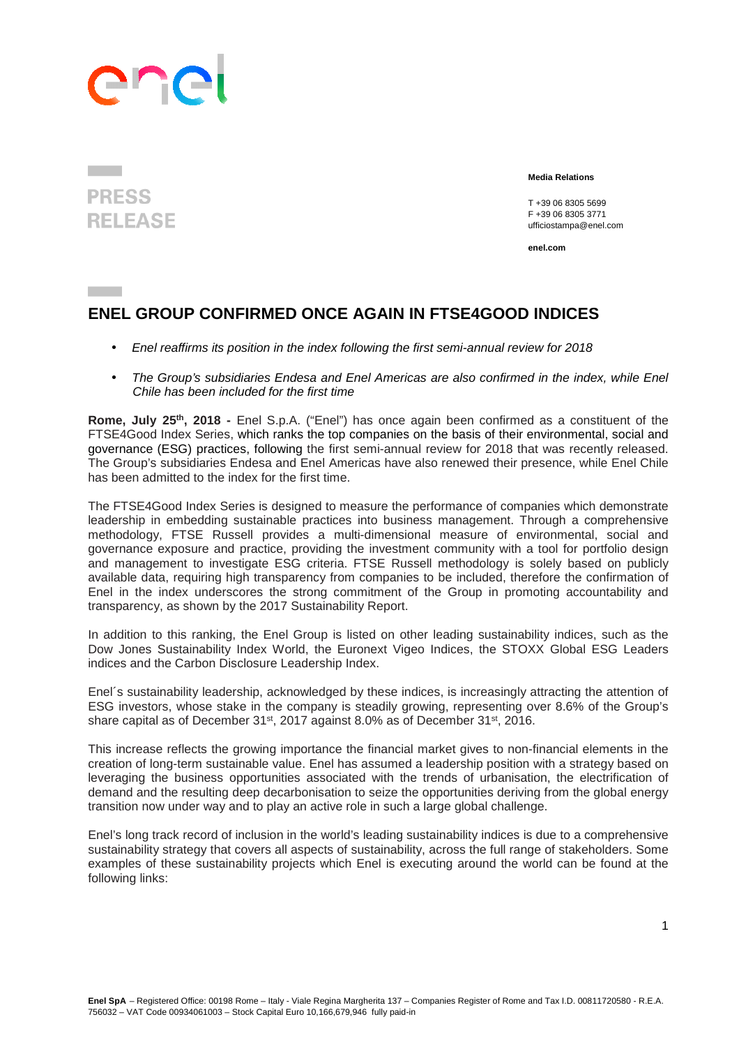**PRESS RELEASE**

**Media Relations**

T +39 06 8305 5699
F +39 06 8305 3771
ufficiostampa@enel.com

**enel.com**

# ENEL GROUP CONFIRMED ONCE AGAIN IN FTSE4GOOD INDICES

- *Enel reaffirms its position in the index following the first semi-annual review for 2018*
- *The Group's subsidiaries Endesa and Enel Americas are also confirmed in the index, while Enel Chile has been included for the first time*

**Rome, July 25th, 2018 -** Enel S.p.A. ("Enel") has once again been confirmed as a constituent of the FTSE4Good Index Series, which ranks the top companies on the basis of their environmental, social and governance (ESG) practices, following the first semi-annual review for 2018 that was recently released. The Group's subsidiaries Endesa and Enel Americas have also renewed their presence, while Enel Chile has been admitted to the index for the first time.

The FTSE4Good Index Series is designed to measure the performance of companies which demonstrate leadership in embedding sustainable practices into business management. Through a comprehensive methodology, FTSE Russell provides a multi-dimensional measure of environmental, social and governance exposure and practice, providing the investment community with a tool for portfolio design and management to investigate ESG criteria. FTSE Russell methodology is solely based on publicly available data, requiring high transparency from companies to be included, therefore the confirmation of Enel in the index underscores the strong commitment of the Group in promoting accountability and transparency, as shown by the 2017 Sustainability Report.

In addition to this ranking, the Enel Group is listed on other leading sustainability indices, such as the Dow Jones Sustainability Index World, the Euronext Vigeo Indices, the STOXX Global ESG Leaders indices and the Carbon Disclosure Leadership Index.

Enel´s sustainability leadership, acknowledged by these indices, is increasingly attracting the attention of ESG investors, whose stake in the company is steadily growing, representing over 8.6% of the Group's share capital as of December 31st, 2017 against 8.0% as of December 31st, 2016.

This increase reflects the growing importance the financial market gives to non-financial elements in the creation of long-term sustainable value. Enel has assumed a leadership position with a strategy based on leveraging the business opportunities associated with the trends of urbanisation, the electrification of demand and the resulting deep decarbonisation to seize the opportunities deriving from the global energy transition now under way and to play an active role in such a large global challenge.

Enel's long track record of inclusion in the world's leading sustainability indices is due to a comprehensive sustainability strategy that covers all aspects of sustainability, across the full range of stakeholders. Some examples of these sustainability projects which Enel is executing around the world can be found at the following links:

**Enel SpA** – Registered Office: 00198 Rome – Italy - Viale Regina Margherita 137 – Companies Register of Rome and Tax I.D. 00811720580 - R.E.A. 756032 – VAT Code 00934061003 – Stock Capital Euro 10,166,679,946 fully paid-in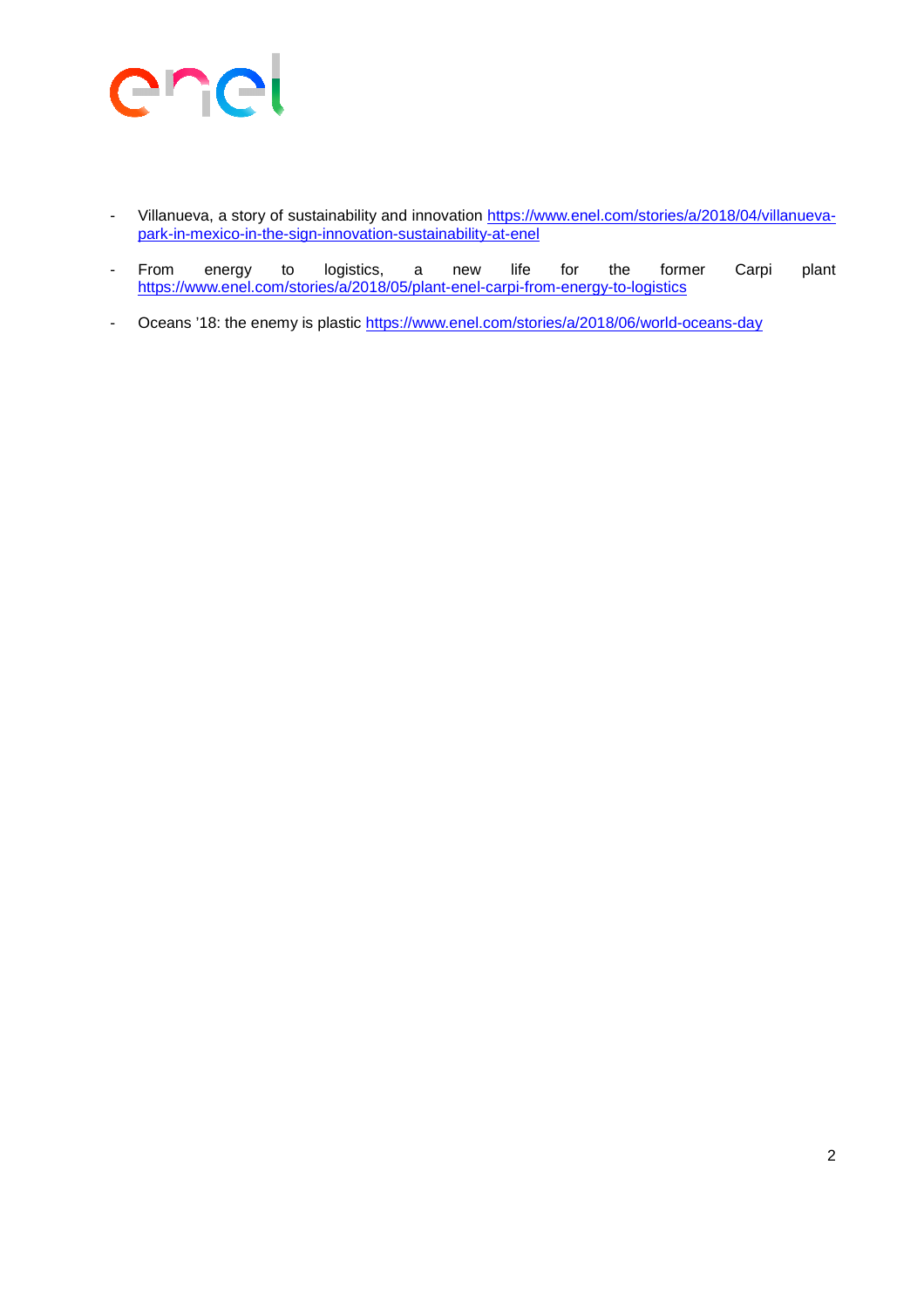- Villanueva, a story of sustainability and innovation https://www.enel.com/stories/a/2018/04/villanueva-park-in-mexico-in-the-sign-innovation-sustainability-at-enel

- From energy to logistics, a new life for the former Carpi plant https://www.enel.com/stories/a/2018/05/plant-enel-carpi-from-energy-to-logistics

- Oceans '18: the enemy is plastic https://www.enel.com/stories/a/2018/06/world-oceans-day